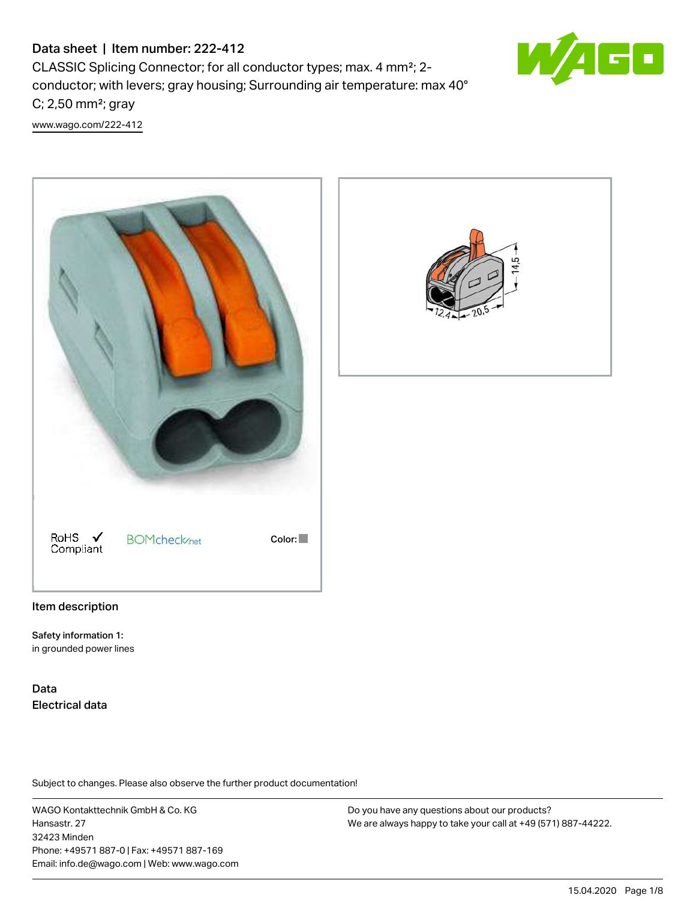# Data sheet | Item number: 222-412

CLASSIC Splicing Connector; for all conductor types; max. 4 mm²; 2-conductor; with levers; gray housing; Surrounding air temperature: max 40° C; 2,50 mm²; gray

www.wago.com/222-412

RoHS ✓ Compliant

BOMcheck.net

Color:

## Item description

Safety information 1:
in grounded power lines

## Data

### Electrical data

Subject to changes. Please also observe the further product documentation!

WAGO Kontakttechnik GmbH & Co. KG
Hansastr. 27
32423 Minden
Phone: +49571 887-0 | Fax: +49571 887-169
Email: info.de@wago.com | Web: www.wago.com

Do you have any questions about our products?
We are always happy to take your call at +49 (571) 887-44222.

15.04.2020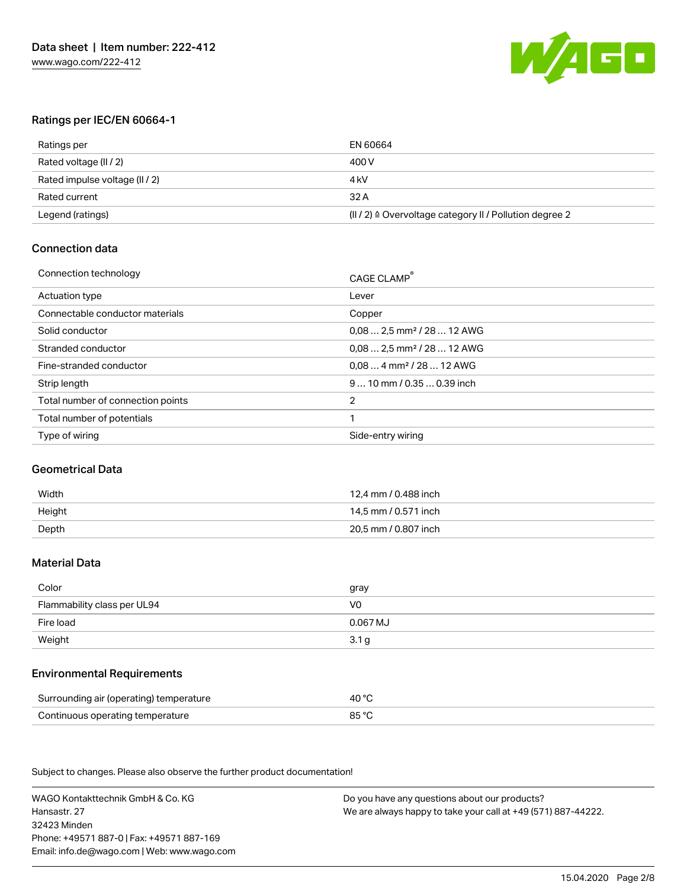## Ratings per IEC/EN 60664-1

| | |
|---|---|
| Ratings per | EN 60664 |
| Rated voltage (II / 2) | 400 V |
| Rated impulse voltage (II / 2) | 4 kV |
| Rated current | 32 A |
| Legend (ratings) | (II / 2) ≙ Overvoltage category II / Pollution degree 2 |

## Connection data

| | |
|---|---|
| Connection technology | CAGE CLAMP® |
| Actuation type | Lever |
| Connectable conductor materials | Copper |
| Solid conductor | 0,08 … 2,5 mm² / 28 … 12 AWG |
| Stranded conductor | 0,08 … 2,5 mm² / 28 … 12 AWG |
| Fine-stranded conductor | 0,08 … 4 mm² / 28 … 12 AWG |
| Strip length | 9 … 10 mm / 0.35 … 0.39 inch |
| Total number of connection points | 2 |
| Total number of potentials | 1 |
| Type of wiring | Side-entry wiring |

## Geometrical Data

| | |
|---|---|
| Width | 12,4 mm / 0.488 inch |
| Height | 14,5 mm / 0.571 inch |
| Depth | 20,5 mm / 0.807 inch |

## Material Data

| | |
|---|---|
| Color | gray |
| Flammability class per UL94 | V0 |
| Fire load | 0.067 MJ |
| Weight | 3.1 g |

## Environmental Requirements

| | |
|---|---|
| Surrounding air (operating) temperature | 40 °C |
| Continuous operating temperature | 85 °C |

Subject to changes. Please also observe the further product documentation!

WAGO Kontakttechnik GmbH & Co. KG
Hansastr. 27
32423 Minden
Phone: +49571 887-0 | Fax: +49571 887-169
Email: info.de@wago.com | Web: www.wago.com

Do you have any questions about our products?
We are always happy to take your call at +49 (571) 887-44222.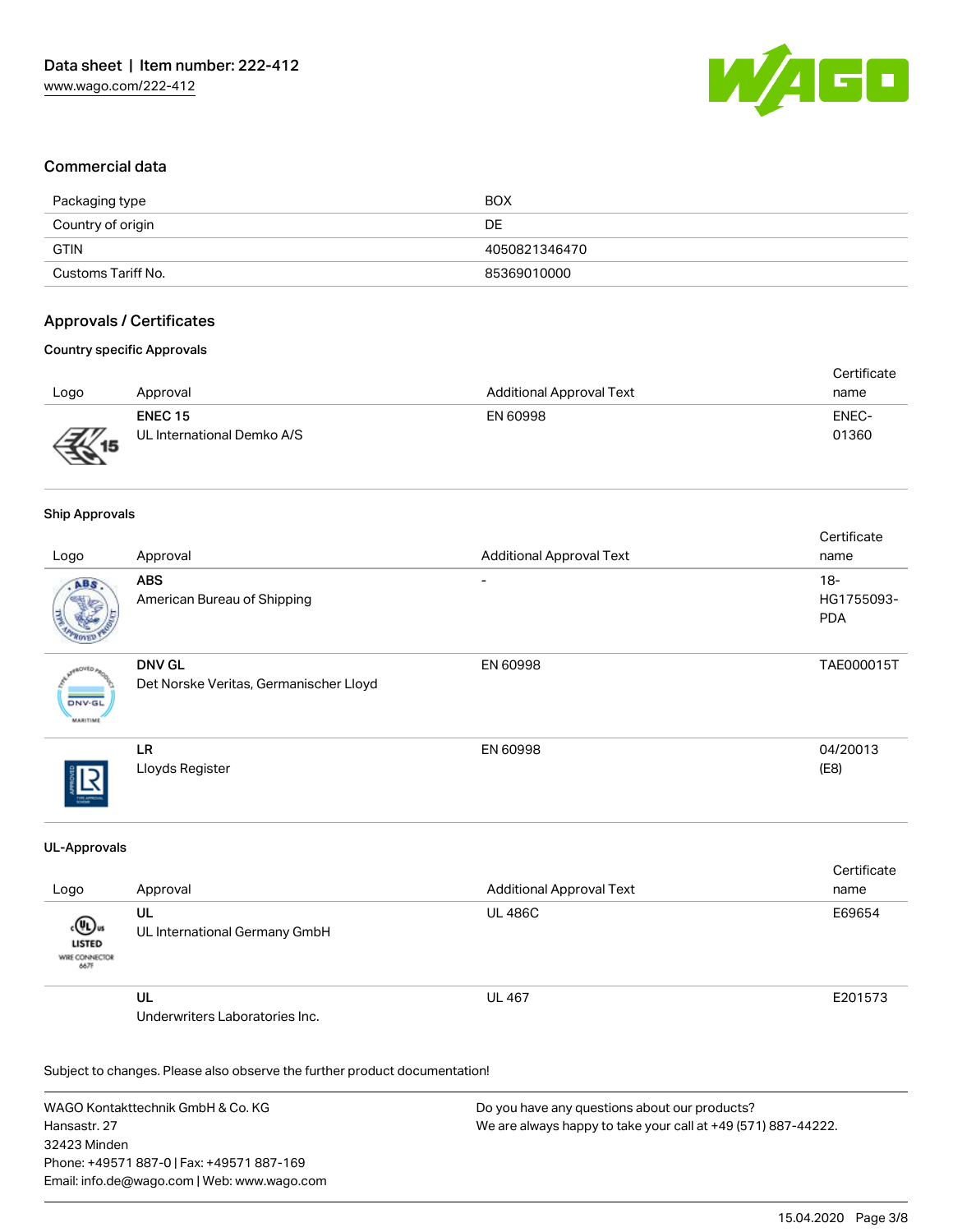## Commercial data

| | |
|---|---|
| Packaging type | BOX |
| Country of origin | DE |
| GTIN | 4050821346470 |
| Customs Tariff No. | 85369010000 |

## Approvals / Certificates

### Country specific Approvals

| Logo | Approval | Additional Approval Text | Certificate name |
|---|---|---|---|
| | **ENEC 15** UL International Demko A/S | EN 60998 | ENEC-01360 |

### Ship Approvals

| Logo | Approval | Additional Approval Text | Certificate name |
|---|---|---|---|
| | **ABS** American Bureau of Shipping | - | 18-HG1755093-PDA |
| | **DNV GL** Det Norske Veritas, Germanischer Lloyd | EN 60998 | TAE000015T |
| | **LR** Lloyds Register | EN 60998 | 04/20013 (E8) |

### UL-Approvals

| Logo | Approval | Additional Approval Text | Certificate name |
|---|---|---|---|
| | **UL** UL International Germany GmbH | UL 486C | E69654 |
| | **UL** Underwriters Laboratories Inc. | UL 467 | E201573 |

Subject to changes. Please also observe the further product documentation!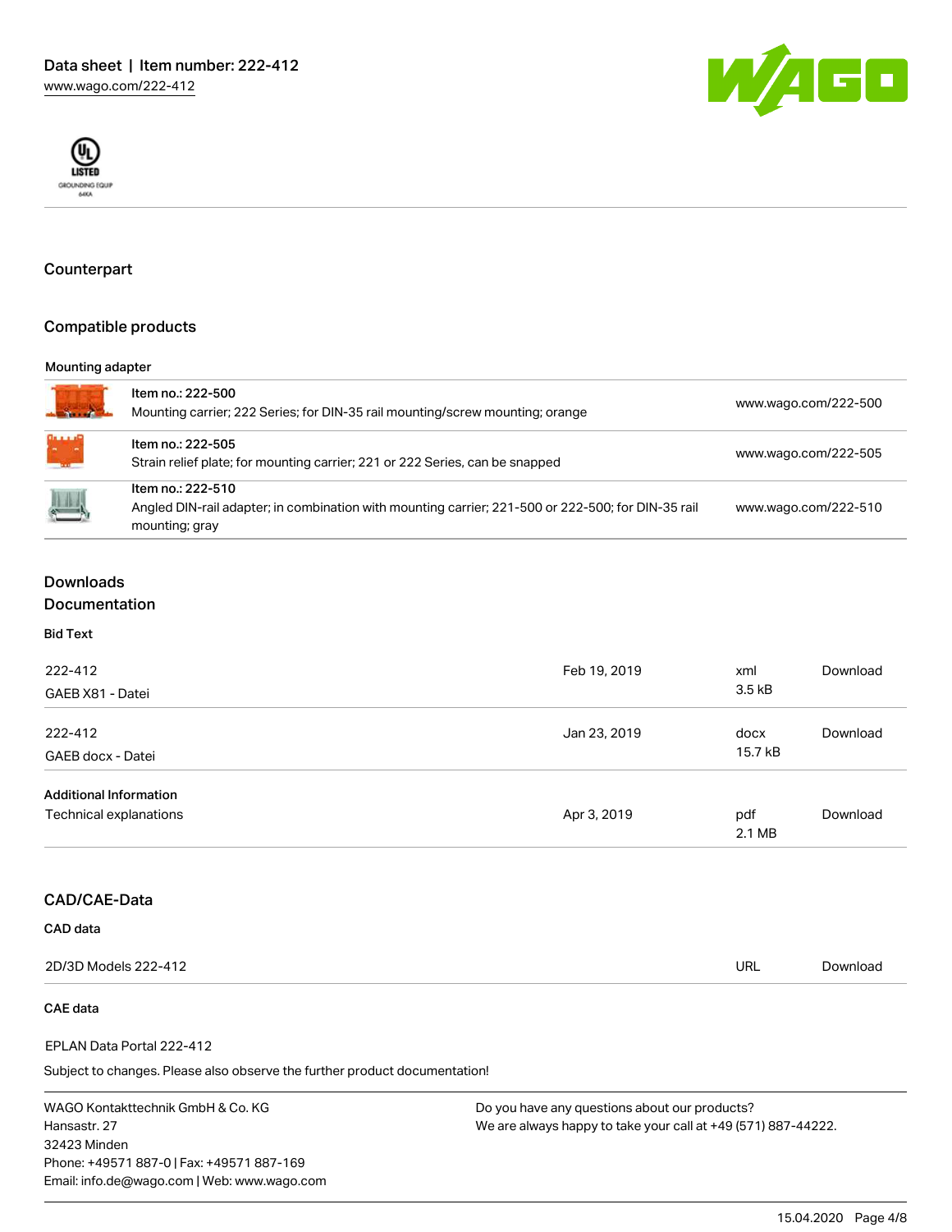## Counterpart

## Compatible products

### Mounting adapter

| Item | Description | Link |
|---|---|---|
| Item no.: 222-500 | Mounting carrier; 222 Series; for DIN-35 rail mounting/screw mounting; orange | www.wago.com/222-500 |
| Item no.: 222-505 | Strain relief plate; for mounting carrier; 221 or 222 Series, can be snapped | www.wago.com/222-505 |
| Item no.: 222-510 | Angled DIN-rail adapter; in combination with mounting carrier; 221-500 or 222-500; for DIN-35 rail mounting; gray | www.wago.com/222-510 |

## Downloads

## Documentation

### Bid Text

| Document | Date | Format | |
|---|---|---|---|
| 222-412 GAEB X81 - Datei | Feb 19, 2019 | xml 3.5 kB | Download |
| 222-412 GAEB docx - Datei | Jan 23, 2019 | docx 15.7 kB | Download |

### Additional Information

| Document | Date | Format | |
|---|---|---|---|
| Technical explanations | Apr 3, 2019 | pdf 2.1 MB | Download |

## CAD/CAE-Data

### CAD data

| Document | Format | |
|---|---|---|
| 2D/3D Models 222-412 | URL | Download |

### CAE data

EPLAN Data Portal 222-412

Subject to changes. Please also observe the further product documentation!

WAGO Kontakttechnik GmbH & Co. KG
Hansastr. 27
32423 Minden
Phone: +49571 887-0 | Fax: +49571 887-169
Email: info.de@wago.com | Web: www.wago.com

Do you have any questions about our products?
We are always happy to take your call at +49 (571) 887-44222.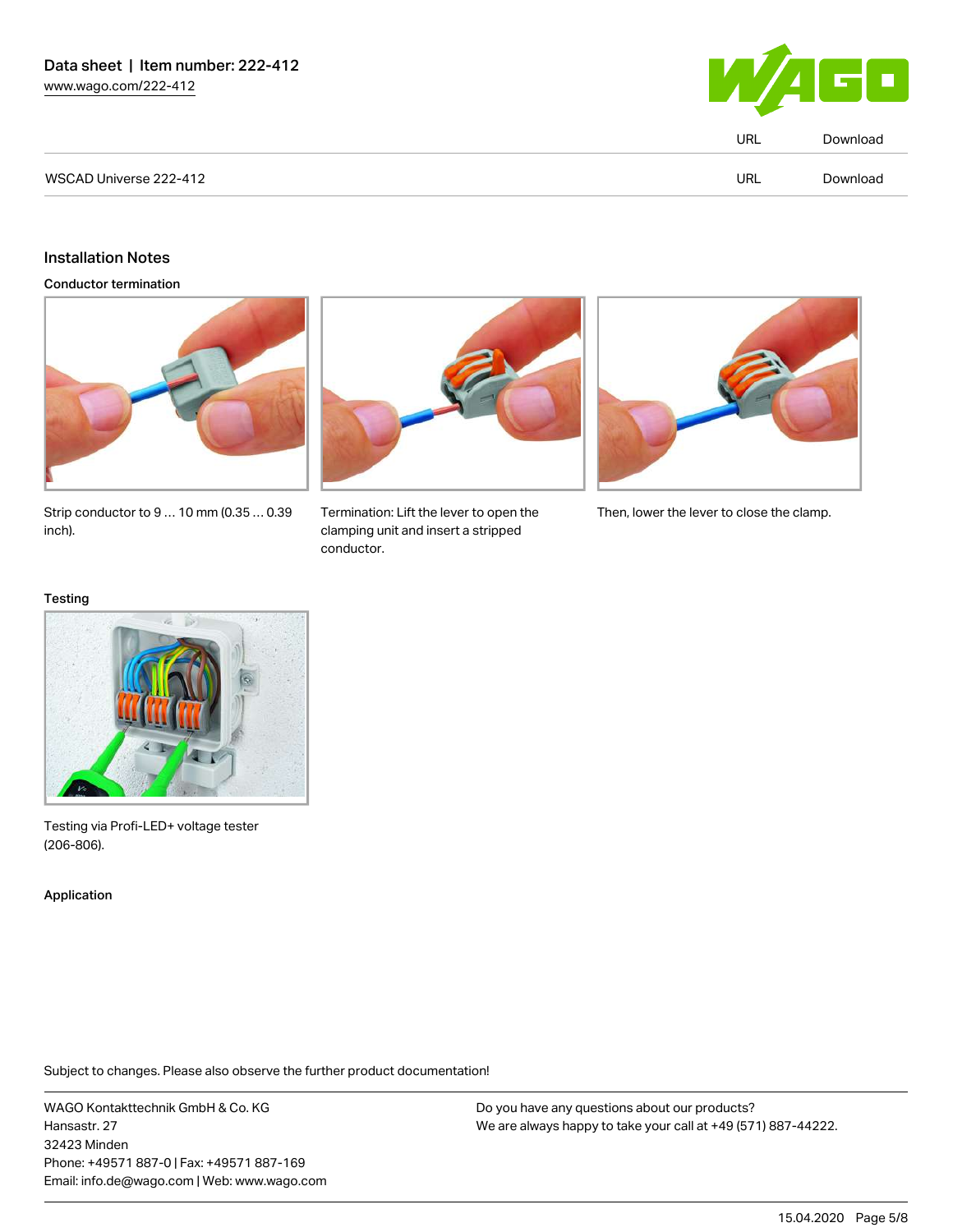| | URL | Download |
|---|---|---|
| WSCAD Universe 222-412 | URL | Download |

## Installation Notes

### Conductor termination

Strip conductor to 9 … 10 mm (0.35 … 0.39 inch).

Termination: Lift the lever to open the clamping unit and insert a stripped conductor.

Then, lower the lever to close the clamp.

### Testing

Testing via Profi-LED+ voltage tester (206-806).

### Application

Subject to changes. Please also observe the further product documentation!

WAGO Kontakttechnik GmbH & Co. KG
Hansastr. 27
32423 Minden
Phone: +49571 887-0 | Fax: +49571 887-169
Email: info.de@wago.com | Web: www.wago.com

Do you have any questions about our products?
We are always happy to take your call at +49 (571) 887-44222.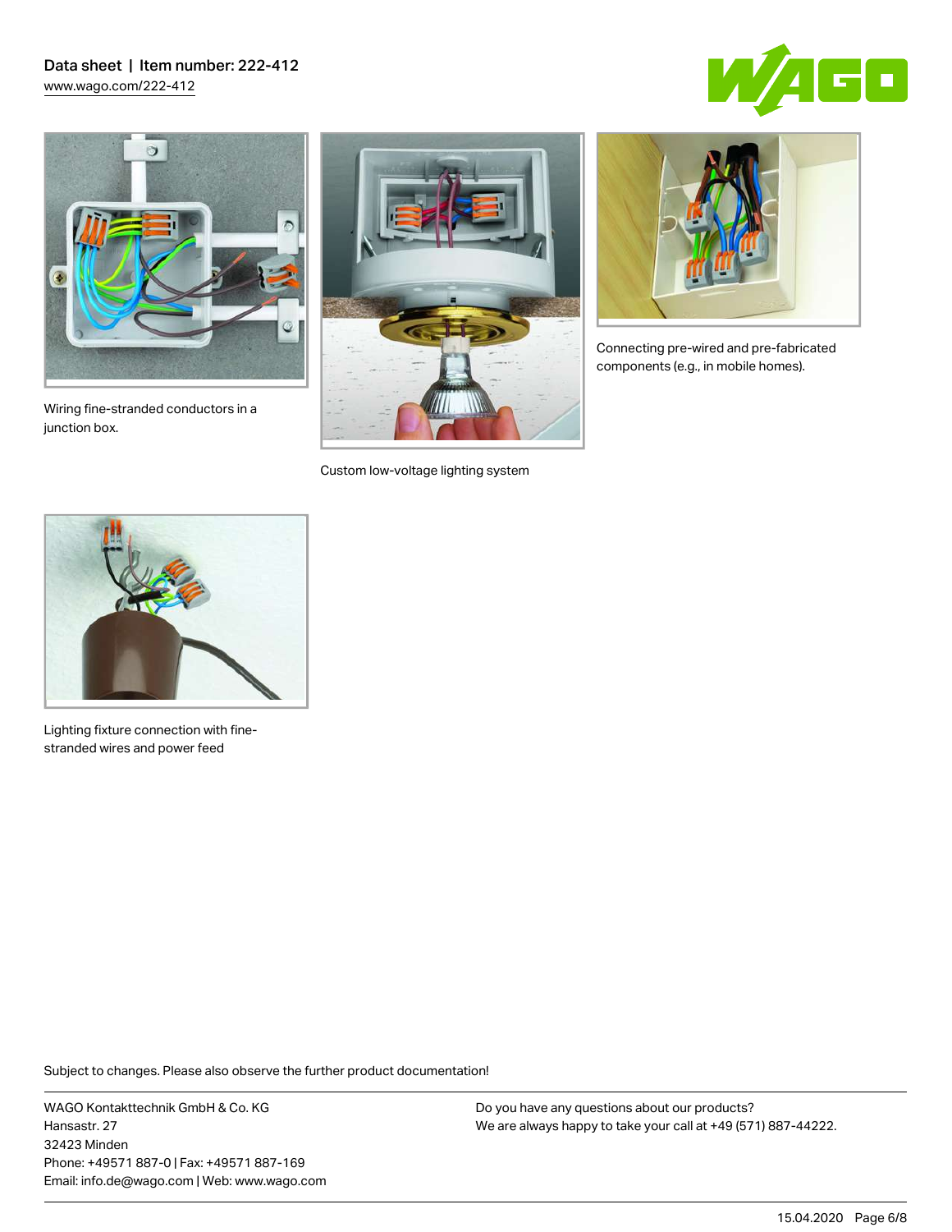Wiring fine-stranded conductors in a junction box.

Custom low-voltage lighting system

Connecting pre-wired and pre-fabricated components (e.g., in mobile homes).

Lighting fixture connection with fine-stranded wires and power feed

Subject to changes. Please also observe the further product documentation!

WAGO Kontakttechnik GmbH & Co. KG
Hansastr. 27
32423 Minden
Phone: +49571 887-0 | Fax: +49571 887-169
Email: info.de@wago.com | Web: www.wago.com

Do you have any questions about our products?
We are always happy to take your call at +49 (571) 887-44222.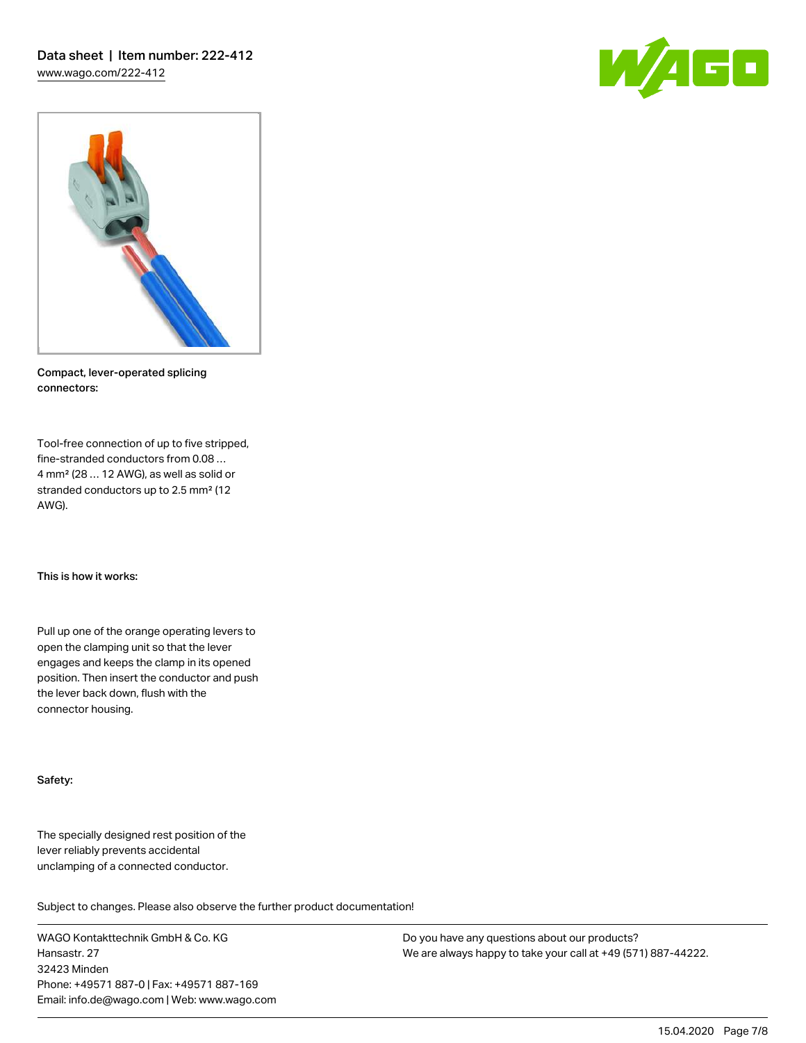Compact, lever-operated splicing connectors:

Tool-free connection of up to five stripped, fine-stranded conductors from 0.08 … 4 mm² (28 … 12 AWG), as well as solid or stranded conductors up to 2.5 mm² (12 AWG).

This is how it works:

Pull up one of the orange operating levers to open the clamping unit so that the lever engages and keeps the clamp in its opened position. Then insert the conductor and push the lever back down, flush with the connector housing.

Safety:

The specially designed rest position of the lever reliably prevents accidental unclamping of a connected conductor.

Subject to changes. Please also observe the further product documentation!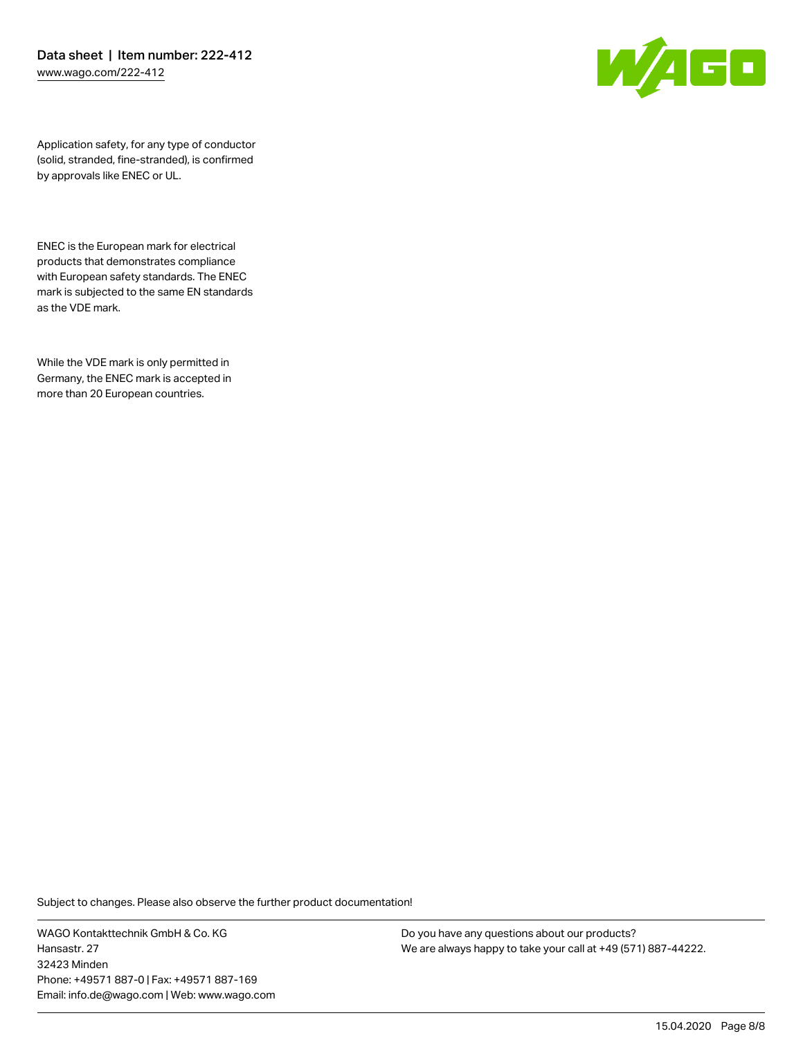Application safety, for any type of conductor (solid, stranded, fine-stranded), is confirmed by approvals like ENEC or UL.

ENEC is the European mark for electrical products that demonstrates compliance with European safety standards. The ENEC mark is subjected to the same EN standards as the VDE mark.

While the VDE mark is only permitted in Germany, the ENEC mark is accepted in more than 20 European countries.